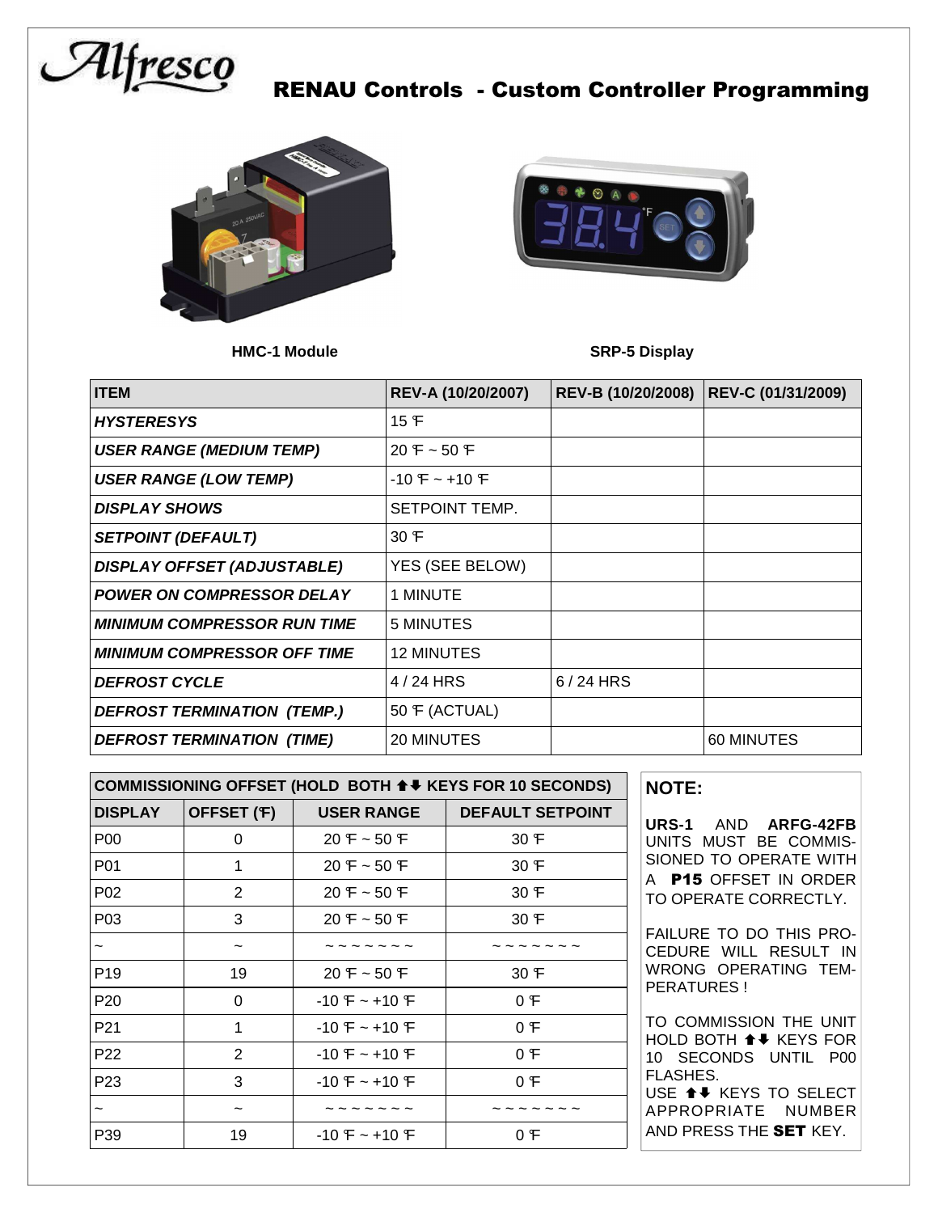# RENAU Controls - Custom Controller Programming

HMC-1 Module

SRP-5 Display

| ITEM | REV-A (10/20/2007) | REV-B (10/20/2008) | REV-C (01/31/2009) |
|---|---|---|---|
| ***HYSTERESYS*** | 15 ℉ | | |
| ***USER RANGE (MEDIUM TEMP)*** | 20 ℉ ~ 50 ℉ | | |
| ***USER RANGE (LOW TEMP)*** | -10 ℉ ~ +10 ℉ | | |
| ***DISPLAY SHOWS*** | SETPOINT TEMP. | | |
| ***SETPOINT (DEFAULT)*** | 30 ℉ | | |
| ***DISPLAY OFFSET (ADJUSTABLE)*** | YES (SEE BELOW) | | |
| ***POWER ON COMPRESSOR DELAY*** | 1 MINUTE | | |
| ***MINIMUM COMPRESSOR RUN TIME*** | 5 MINUTES | | |
| ***MINIMUM COMPRESSOR OFF TIME*** | 12 MINUTES | | |
| ***DEFROST CYCLE*** | 4 / 24 HRS | 6 / 24 HRS | |
| ***DEFROST TERMINATION (TEMP.)*** | 50 ℉ (ACTUAL) | | |
| ***DEFROST TERMINATION (TIME)*** | 20 MINUTES | | 60 MINUTES |

| COMMISSIONING OFFSET (HOLD BOTH ⬆⬇ KEYS FOR 10 SECONDS) | | | |
|---|---|---|---|
| **DISPLAY** | **OFFSET (℉)** | **USER RANGE** | **DEFAULT SETPOINT** |
| P00 | 0 | 20 ℉ ~ 50 ℉ | 30 ℉ |
| P01 | 1 | 20 ℉ ~ 50 ℉ | 30 ℉ |
| P02 | 2 | 20 ℉ ~ 50 ℉ | 30 ℉ |
| P03 | 3 | 20 ℉ ~ 50 ℉ | 30 ℉ |
| ~ | ~ | ~ ~ ~ ~ ~ ~ ~ | ~ ~ ~ ~ ~ ~ ~ |
| P19 | 19 | 20 ℉ ~ 50 ℉ | 30 ℉ |
| P20 | 0 | -10 ℉ ~ +10 ℉ | 0 ℉ |
| P21 | 1 | -10 ℉ ~ +10 ℉ | 0 ℉ |
| P22 | 2 | -10 ℉ ~ +10 ℉ | 0 ℉ |
| P23 | 3 | -10 ℉ ~ +10 ℉ | 0 ℉ |
| ~ | ~ | ~ ~ ~ ~ ~ ~ ~ | ~ ~ ~ ~ ~ ~ ~ |
| P39 | 19 | -10 ℉ ~ +10 ℉ | 0 ℉ |

**NOTE:**

**URS-1** AND **ARFG-42FB** UNITS MUST BE COMMISSIONED TO OPERATE WITH A **P15** OFFSET IN ORDER TO OPERATE CORRECTLY.

FAILURE TO DO THIS PROCEDURE WILL RESULT IN WRONG OPERATING TEMPERATURES !

TO COMMISSION THE UNIT HOLD BOTH ⬆⬇ KEYS FOR 10 SECONDS UNTIL P00 FLASHES.
USE ⬆⬇ KEYS TO SELECT APPROPRIATE NUMBER AND PRESS THE **SET** KEY.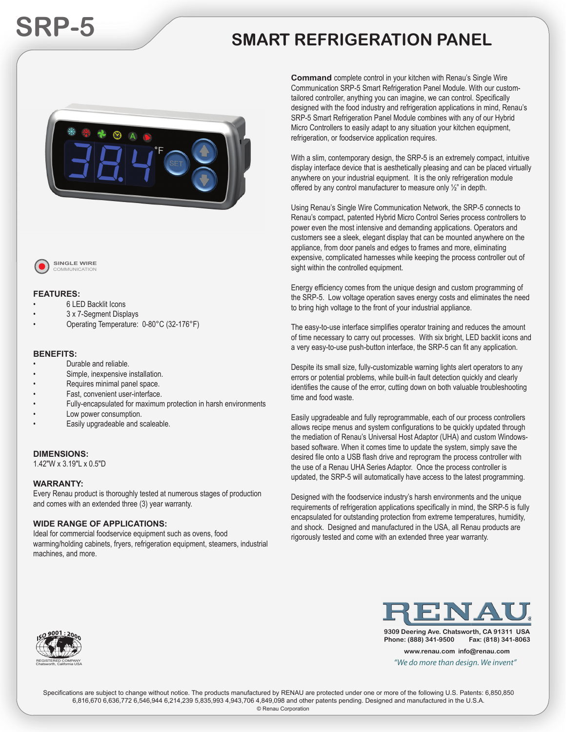# SRP-5

## SMART REFRIGERATION PANEL

SINGLE WIRE COMMUNICATION

### FEATURES:

- 6 LED Backlit Icons
- 3 x 7-Segment Displays
- Operating Temperature: 0-80°C (32-176°F)

### BENEFITS:

- Durable and reliable.
- Simple, inexpensive installation.
- Requires minimal panel space.
- Fast, convenient user-interface.
- Fully-encapsulated for maximum protection in harsh environments
- Low power consumption.
- Easily upgradeable and scaleable.

### DIMENSIONS:

1.42"W x 3.19"L x 0.5"D

### WARRANTY:

Every Renau product is thoroughly tested at numerous stages of production and comes with an extended three (3) year warranty.

### WIDE RANGE OF APPLICATIONS:

Ideal for commercial foodservice equipment such as ovens, food warming/holding cabinets, fryers, refrigeration equipment, steamers, industrial machines, and more.

**Command** complete control in your kitchen with Renau's Single Wire Communication SRP-5 Smart Refrigeration Panel Module. With our custom-tailored controller, anything you can imagine, we can control. Specifically designed with the food industry and refrigeration applications in mind, Renau's SRP-5 Smart Refrigeration Panel Module combines with any of our Hybrid Micro Controllers to easily adapt to any situation your kitchen equipment, refrigeration, or foodservice application requires.

With a slim, contemporary design, the SRP-5 is an extremely compact, intuitive display interface device that is aesthetically pleasing and can be placed virtually anywhere on your industrial equipment. It is the only refrigeration module offered by any control manufacturer to measure only ½" in depth.

Using Renau's Single Wire Communication Network, the SRP-5 connects to Renau's compact, patented Hybrid Micro Control Series process controllers to power even the most intensive and demanding applications. Operators and customers see a sleek, elegant display that can be mounted anywhere on the appliance, from door panels and edges to frames and more, eliminating expensive, complicated harnesses while keeping the process controller out of sight within the controlled equipment.

Energy efficiency comes from the unique design and custom programming of the SRP-5. Low voltage operation saves energy costs and eliminates the need to bring high voltage to the front of your industrial appliance.

The easy-to-use interface simplifies operator training and reduces the amount of time necessary to carry out processes. With six bright, LED backlit icons and a very easy-to-use push-button interface, the SRP-5 can fit any application.

Despite its small size, fully-customizable warning lights alert operators to any errors or potential problems, while built-in fault detection quickly and clearly identifies the cause of the error, cutting down on both valuable troubleshooting time and food waste.

Easily upgradeable and fully reprogrammable, each of our process controllers allows recipe menus and system configurations to be quickly updated through the mediation of Renau's Universal Host Adaptor (UHA) and custom Windows-based software. When it comes time to update the system, simply save the desired file onto a USB flash drive and reprogram the process controller with the use of a Renau UHA Series Adaptor. Once the process controller is updated, the SRP-5 will automatically have access to the latest programming.

Designed with the foodservice industry's harsh environments and the unique requirements of refrigeration applications specifically in mind, the SRP-5 is fully encapsulated for outstanding protection from extreme temperatures, humidity, and shock. Designed and manufactured in the USA, all Renau products are rigorously tested and come with an extended three year warranty.

ISO 9001 : 2000 REGISTERED COMPANY Chatsworth, California USA

**RENAU**

9309 Deering Ave. Chatsworth, CA 91311 USA
Phone: (888) 341-9500 Fax: (818) 341-8063
www.renau.com info@renau.com

*"We do more than design. We invent"*

Specifications are subject to change without notice. The products manufactured by RENAU are protected under one or more of the following U.S. Patents: 6,850,850 6,816,670 6,636,772 6,546,944 6,214,239 5,835,993 4,943,706 4,849,098 and other patents pending. Designed and manufactured in the U.S.A.
© Renau Corporation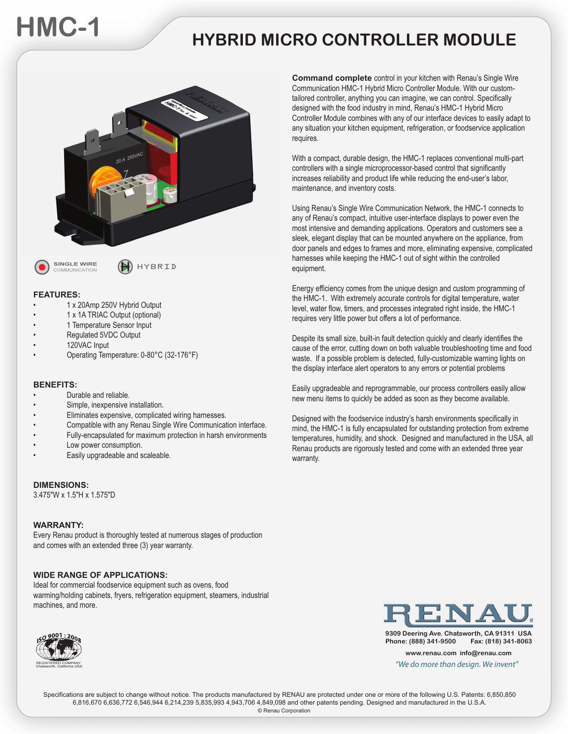# HMC-1

## HYBRID MICRO CONTROLLER MODULE

SINGLE WIRE COMMUNICATION

HYBRID

### FEATURES:

- 1 x 20Amp 250V Hybrid Output
- 1 x 1A TRIAC Output (optional)
- 1 Temperature Sensor Input
- Regulated 5VDC Output
- 120VAC Input
- Operating Temperature: 0-80°C (32-176°F)

### BENEFITS:

- Durable and reliable.
- Simple, inexpensive installation.
- Eliminates expensive, complicated wiring harnesses.
- Compatible with any Renau Single Wire Communication interface.
- Fully-encapsulated for maximum protection in harsh environments
- Low power consumption.
- Easily upgradeable and scaleable.

### DIMENSIONS:

3.475"W x 1.5"H x 1.575"D

### WARRANTY:

Every Renau product is thoroughly tested at numerous stages of production and comes with an extended three (3) year warranty.

### WIDE RANGE OF APPLICATIONS:

Ideal for commercial foodservice equipment such as ovens, food warming/holding cabinets, fryers, refrigeration equipment, steamers, industrial machines, and more.

ISO 9001 : 2008
REGISTERED COMPANY
Chatsworth, California USA

**Command complete** control in your kitchen with Renau's Single Wire Communication HMC-1 Hybrid Micro Controller Module. With our custom-tailored controller, anything you can imagine, we can control. Specifically designed with the food industry in mind, Renau's HMC-1 Hybrid Micro Controller Module combines with any of our interface devices to easily adapt to any situation your kitchen equipment, refrigeration, or foodservice application requires.

With a compact, durable design, the HMC-1 replaces conventional multi-part controllers with a single microprocessor-based control that significantly increases reliability and product life while reducing the end-user's labor, maintenance, and inventory costs.

Using Renau's Single Wire Communication Network, the HMC-1 connects to any of Renau's compact, intuitive user-interface displays to power even the most intensive and demanding applications. Operators and customers see a sleek, elegant display that can be mounted anywhere on the appliance, from door panels and edges to frames and more, eliminating expensive, complicated harnesses while keeping the HMC-1 out of sight within the controlled equipment.

Energy efficiency comes from the unique design and custom programming of the HMC-1. With extremely accurate controls for digital temperature, water level, water flow, timers, and processes integrated right inside, the HMC-1 requires very little power but offers a lot of performance.

Despite its small size, built-in fault detection quickly and clearly identifies the cause of the error, cutting down on both valuable troubleshooting time and food waste. If a possible problem is detected, fully-customizable warning lights on the display interface alert operators to any errors or potential problems

Easily upgradeable and reprogrammable, our process controllers easily allow new menu items to quickly be added as soon as they become available.

Designed with the foodservice industry's harsh environments specifically in mind, the HMC-1 is fully encapsulated for outstanding protection from extreme temperatures, humidity, and shock. Designed and manufactured in the USA, all Renau products are rigorously tested and come with an extended three year warranty.

RENAU®
9309 Deering Ave. Chatsworth, CA 91311 USA
Phone: (888) 341-9500 Fax: (818) 341-8063
www.renau.com info@renau.com
*"We do more than design. We invent"*

Specifications are subject to change without notice. The products manufactured by RENAU are protected under one or more of the following U.S. Patents: 6,850,850 6,816,670 6,636,772 6,546,944 6,214,239 5,835,993 4,943,706 4,849,098 and other patents pending. Designed and manufactured in the U.S.A.
© Renau Corporation